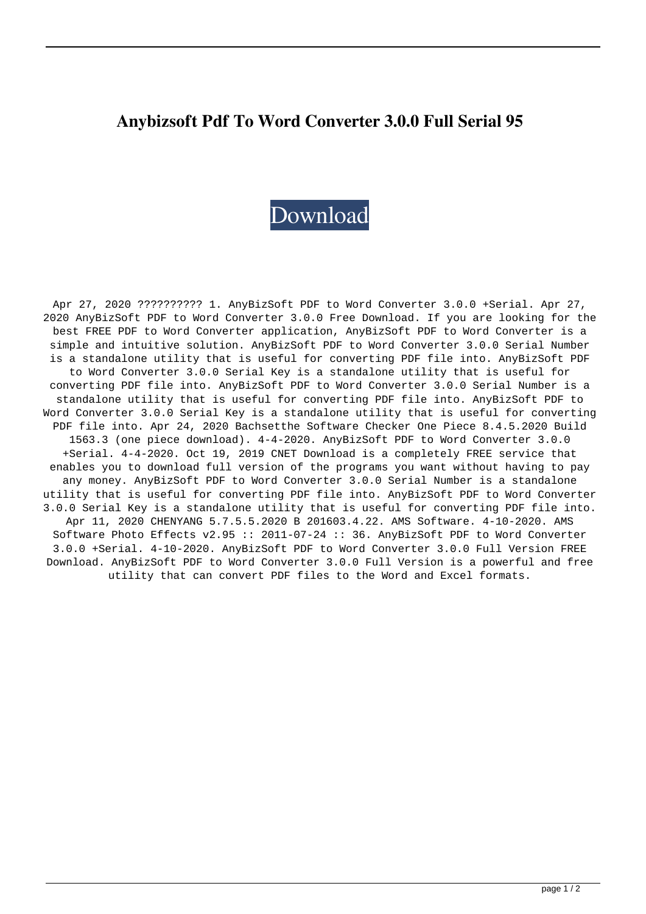# Anybizsoft Pdf To Word Converter 3.0.0 Full Serial 95

Download

Apr 27, 2020 ?????????? 1. AnyBizSoft PDF to Word Converter 3.0.0 +Serial. Apr 27, 2020 AnyBizSoft PDF to Word Converter 3.0.0 Free Download. If you are looking for the best FREE PDF to Word Converter application, AnyBizSoft PDF to Word Converter is a simple and intuitive solution. AnyBizSoft PDF to Word Converter 3.0.0 Serial Number is a standalone utility that is useful for converting PDF file into. AnyBizSoft PDF to Word Converter 3.0.0 Serial Key is a standalone utility that is useful for converting PDF file into. AnyBizSoft PDF to Word Converter 3.0.0 Serial Number is a standalone utility that is useful for converting PDF file into. AnyBizSoft PDF to Word Converter 3.0.0 Serial Key is a standalone utility that is useful for converting PDF file into. Apr 24, 2020 Bachsetthe Software Checker One Piece 8.4.5.2020 Build 1563.3 (one piece download). 4-4-2020. AnyBizSoft PDF to Word Converter 3.0.0 +Serial. 4-4-2020. Oct 19, 2019 CNET Download is a completely FREE service that enables you to download full version of the programs you want without having to pay any money. AnyBizSoft PDF to Word Converter 3.0.0 Serial Number is a standalone utility that is useful for converting PDF file into. AnyBizSoft PDF to Word Converter 3.0.0 Serial Key is a standalone utility that is useful for converting PDF file into. Apr 11, 2020 CHENYANG 5.7.5.5.2020 B 201603.4.22. AMS Software. 4-10-2020. AMS Software Photo Effects v2.95 :: 2011-07-24 :: 36. AnyBizSoft PDF to Word Converter 3.0.0 +Serial. 4-10-2020. AnyBizSoft PDF to Word Converter 3.0.0 Full Version FREE Download. AnyBizSoft PDF to Word Converter 3.0.0 Full Version is a powerful and free utility that can convert PDF files to the Word and Excel formats.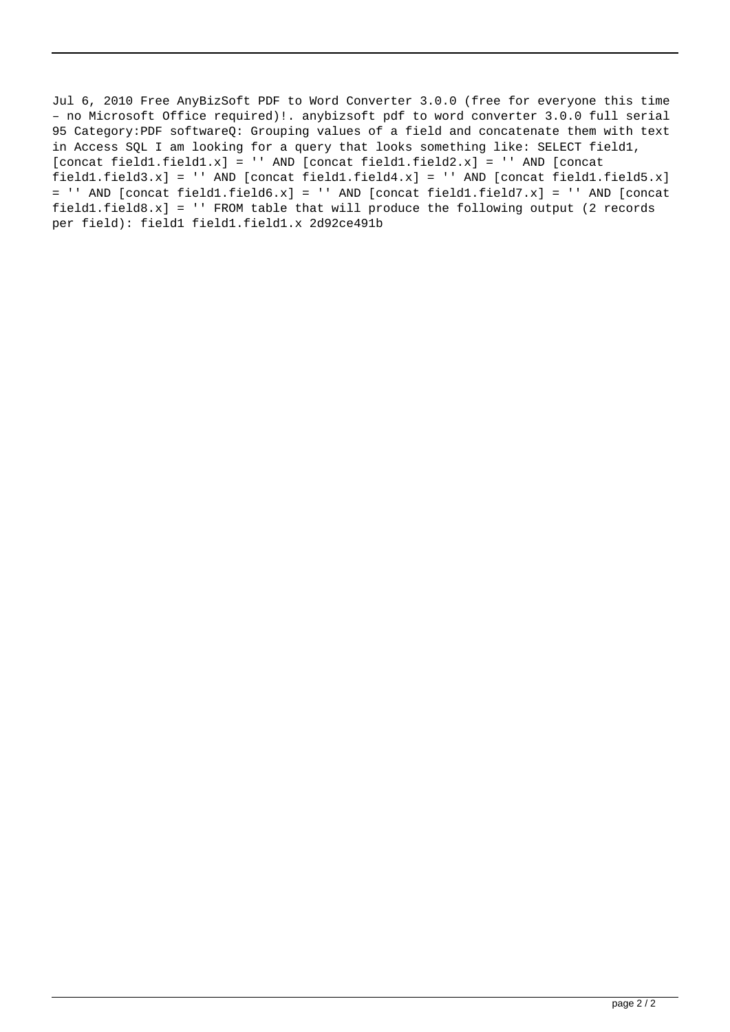Jul 6, 2010 Free AnyBizSoft PDF to Word Converter 3.0.0 (free for everyone this time – no Microsoft Office required)!. anybizsoft pdf to word converter 3.0.0 full serial 95 Category:PDF softwareQ: Grouping values of a field and concatenate them with text in Access SQL I am looking for a query that looks something like: SELECT field1, [concat field1.field1.x] = '' AND [concat field1.field2.x] = '' AND [concat field1.field3.x] = '' AND [concat field1.field4.x] = '' AND [concat field1.field5.x] = '' AND [concat field1.field6.x] = '' AND [concat field1.field7.x] = '' AND [concat field1.field8.x] = '' FROM table that will produce the following output (2 records per field): field1 field1.field1.x 2d92ce491b